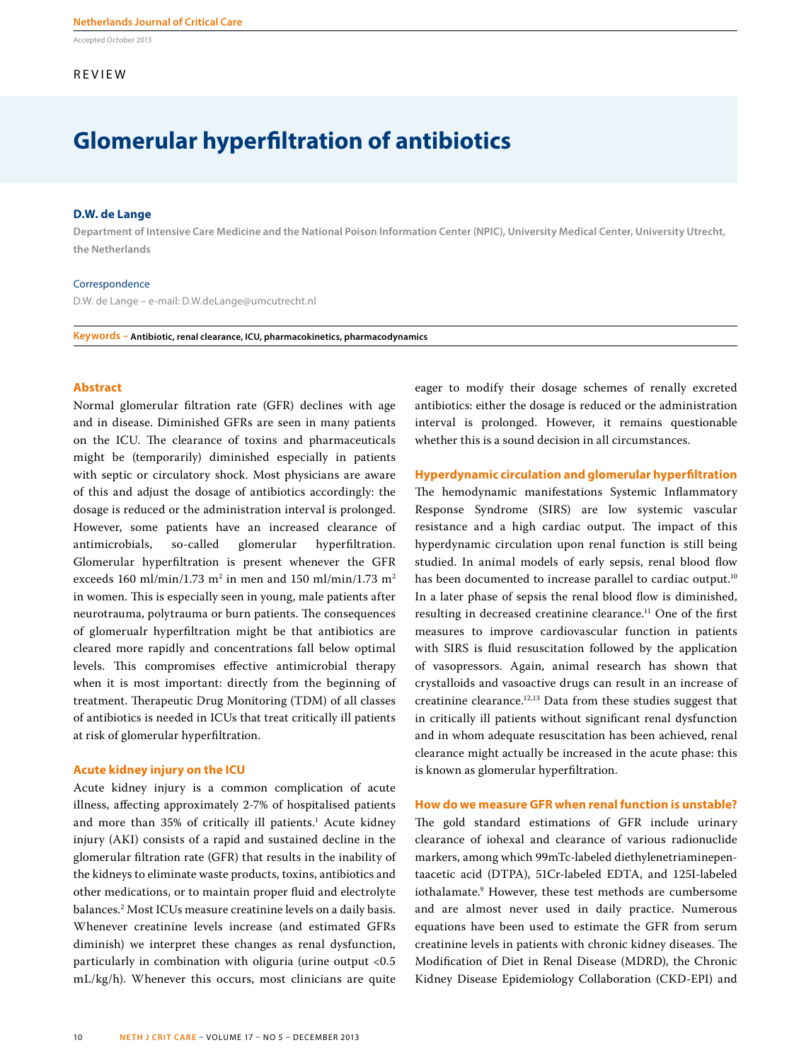REVIEW

# Glomerular hyperfiltration of antibiotics

**D.W. de Lange**

Department of Intensive Care Medicine and the National Poison Information Center (NPIC), University Medical Center, University Utrecht, the Netherlands

Correspondence

D.W. de Lange – e-mail: D.W.deLange@umcutrecht.nl

**Keywords –** Antibiotic, renal clearance, ICU, pharmacokinetics, pharmacodynamics

## Abstract

Normal glomerular filtration rate (GFR) declines with age and in disease. Diminished GFRs are seen in many patients on the ICU. The clearance of toxins and pharmaceuticals might be (temporarily) diminished especially in patients with septic or circulatory shock. Most physicians are aware of this and adjust the dosage of antibiotics accordingly: the dosage is reduced or the administration interval is prolonged. However, some patients have an increased clearance of antimicrobials, so-called glomerular hyperfiltration. Glomerular hyperfiltration is present whenever the GFR exceeds 160 ml/min/1.73 $m^2$ in men and 150 ml/min/1.73 $m^2$ in women. This is especially seen in young, male patients after neurotrauma, polytrauma or burn patients. The consequences of glomerualr hyperfiltration might be that antibiotics are cleared more rapidly and concentrations fall below optimal levels. This compromises effective antimicrobial therapy when it is most important: directly from the beginning of treatment. Therapeutic Drug Monitoring (TDM) of all classes of antibiotics is needed in ICUs that treat critically ill patients at risk of glomerular hyperfiltration.

## Acute kidney injury on the ICU

Acute kidney injury is a common complication of acute illness, affecting approximately 2-7% of hospitalised patients and more than 35% of critically ill patients.[1] Acute kidney injury (AKI) consists of a rapid and sustained decline in the glomerular filtration rate (GFR) that results in the inability of the kidneys to eliminate waste products, toxins, antibiotics and other medications, or to maintain proper fluid and electrolyte balances.[2] Most ICUs measure creatinine levels on a daily basis. Whenever creatinine levels increase (and estimated GFRs diminish) we interpret these changes as renal dysfunction, particularly in combination with oliguria (urine output <0.5 mL/kg/h). Whenever this occurs, most clinicians are quite eager to modify their dosage schemes of renally excreted antibiotics: either the dosage is reduced or the administration interval is prolonged. However, it remains questionable whether this is a sound decision in all circumstances.

## Hyperdynamic circulation and glomerular hyperfiltration

The hemodynamic manifestations Systemic Inflammatory Response Syndrome (SIRS) are low systemic vascular resistance and a high cardiac output. The impact of this hyperdynamic circulation upon renal function is still being studied. In animal models of early sepsis, renal blood flow has been documented to increase parallel to cardiac output.[10] In a later phase of sepsis the renal blood flow is diminished, resulting in decreased creatinine clearance.[11] One of the first measures to improve cardiovascular function in patients with SIRS is fluid resuscitation followed by the application of vasopressors. Again, animal research has shown that crystalloids and vasoactive drugs can result in an increase of creatinine clearance.[12,13] Data from these studies suggest that in critically ill patients without significant renal dysfunction and in whom adequate resuscitation has been achieved, renal clearance might actually be increased in the acute phase: this is known as glomerular hyperfiltration.

## How do we measure GFR when renal function is unstable?

The gold standard estimations of GFR include urinary clearance of iohexal and clearance of various radionuclide markers, among which 99mTc-labeled diethylenetriaminepentaacetic acid (DTPA), 51Cr-labeled EDTA, and 125I-labeled iothalamate.[9] However, these test methods are cumbersome and are almost never used in daily practice. Numerous equations have been used to estimate the GFR from serum creatinine levels in patients with chronic kidney diseases. The Modification of Diet in Renal Disease (MDRD), the Chronic Kidney Disease Epidemiology Collaboration (CKD-EPI) and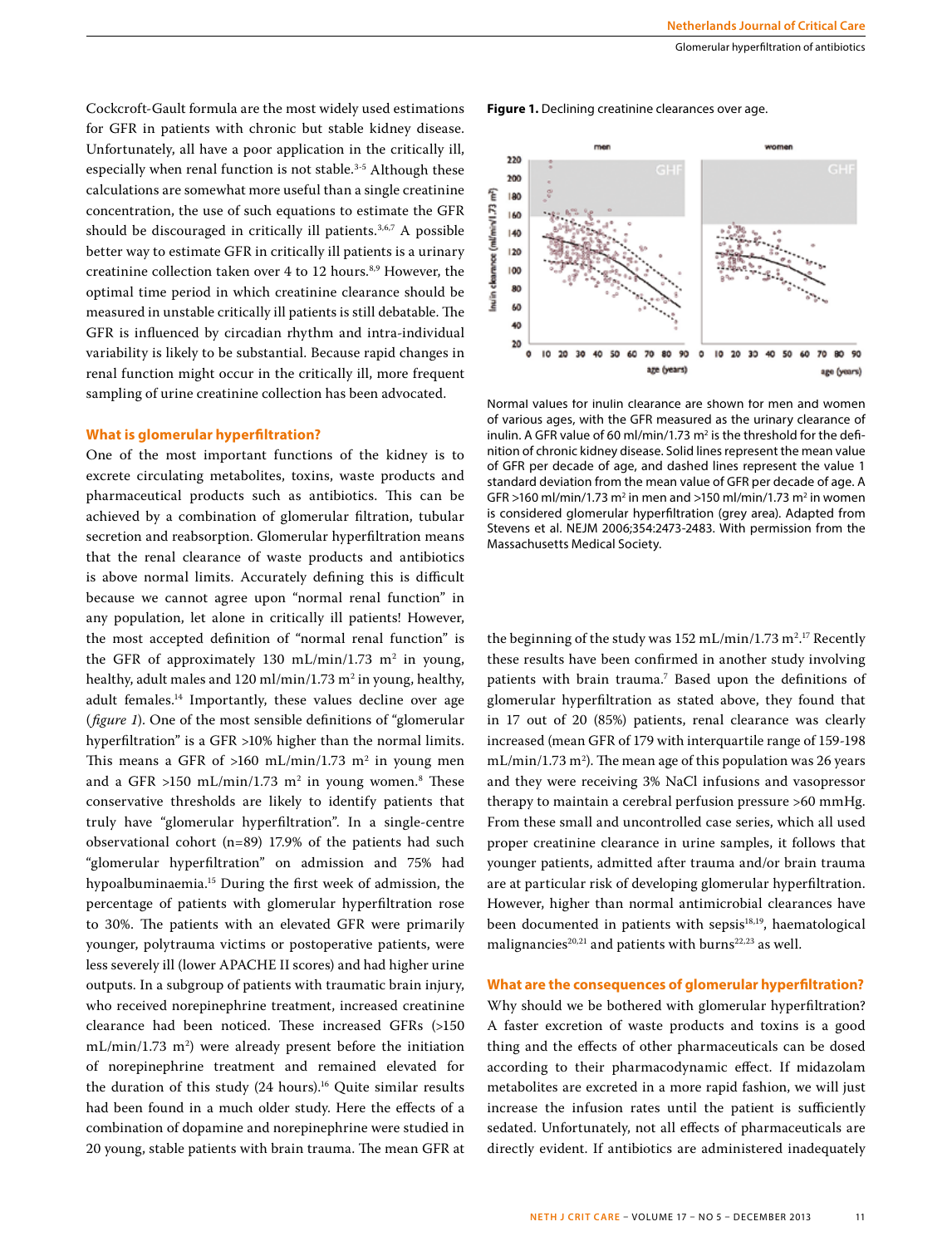Cockcroft-Gault formula are the most widely used estimations for GFR in patients with chronic but stable kidney disease. Unfortunately, all have a poor application in the critically ill, especially when renal function is not stable.[3-5] Although these calculations are somewhat more useful than a single creatinine concentration, the use of such equations to estimate the GFR should be discouraged in critically ill patients.[3,6,7] A possible better way to estimate GFR in critically ill patients is a urinary creatinine collection taken over 4 to 12 hours.[8,9] However, the optimal time period in which creatinine clearance should be measured in unstable critically ill patients is still debatable. The GFR is influenced by circadian rhythm and intra-individual variability is likely to be substantial. Because rapid changes in renal function might occur in the critically ill, more frequent sampling of urine creatinine collection has been advocated.

### What is glomerular hyperfiltration?

One of the most important functions of the kidney is to excrete circulating metabolites, toxins, waste products and pharmaceutical products such as antibiotics. This can be achieved by a combination of glomerular filtration, tubular secretion and reabsorption. Glomerular hyperfiltration means that the renal clearance of waste products and antibiotics is above normal limits. Accurately defining this is difficult because we cannot agree upon "normal renal function" in any population, let alone in critically ill patients! However, the most accepted definition of "normal renal function" is the GFR of approximately 130 mL/min/1.73 $m^2$ in young, healthy, adult males and 120 ml/min/1.73 $m^2$ in young, healthy, adult females.[14] Importantly, these values decline over age (*figure 1*). One of the most sensible definitions of "glomerular hyperfiltration" is a GFR >10% higher than the normal limits. This means a GFR of >160 mL/min/1.73 $m^2$ in young men and a GFR >150 mL/min/1.73 $m^2$ in young women.[8] These conservative thresholds are likely to identify patients that truly have "glomerular hyperfiltration". In a single-centre observational cohort (n=89) 17.9% of the patients had such "glomerular hyperfiltration" on admission and 75% had hypoalbuminaemia.[15] During the first week of admission, the percentage of patients with glomerular hyperfiltration rose to 30%. The patients with an elevated GFR were primarily younger, polytrauma victims or postoperative patients, were less severely ill (lower APACHE II scores) and had higher urine outputs. In a subgroup of patients with traumatic brain injury, who received norepinephrine treatment, increased creatinine clearance had been noticed. These increased GFRs (>150 mL/min/1.73 $m^2$) were already present before the initiation of norepinephrine treatment and remained elevated for the duration of this study (24 hours).[16] Quite similar results had been found in a much older study. Here the effects of a combination of dopamine and norepinephrine were studied in 20 young, stable patients with brain trauma. The mean GFR at the beginning of the study was 152 mL/min/1.73 $m^2$.[17] Recently these results have been confirmed in another study involving patients with brain trauma.[7] Based upon the definitions of glomerular hyperfiltration as stated above, they found that in 17 out of 20 (85%) patients, renal clearance was clearly increased (mean GFR of 179 with interquartile range of 159-198 mL/min/1.73 $m^2$). The mean age of this population was 26 years and they were receiving 3% NaCl infusions and vasopressor therapy to maintain a cerebral perfusion pressure >60 mmHg. From these small and uncontrolled case series, which all used proper creatinine clearance in urine samples, it follows that younger patients, admitted after trauma and/or brain trauma are at particular risk of developing glomerular hyperfiltration. However, higher than normal antimicrobial clearances have been documented in patients with sepsis[18,19], haematological malignancies[20,21] and patients with burns[22,23] as well.

**Figure 1.** Declining creatinine clearances over age.

Normal values for inulin clearance are shown for men and women of various ages, with the GFR measured as the urinary clearance of inulin. A GFR value of 60 ml/min/1.73 $m^2$ is the threshold for the definition of chronic kidney disease. Solid lines represent the mean value of GFR per decade of age, and dashed lines represent the value 1 standard deviation from the mean value of GFR per decade of age. A GFR >160 ml/min/1.73 $m^2$ in men and >150 ml/min/1.73 $m^2$ in women is considered glomerular hyperfiltration (grey area). Adapted from Stevens et al. NEJM 2006;354:2473-2483. With permission from the Massachusetts Medical Society.

### What are the consequences of glomerular hyperfiltration?

Why should we be bothered with glomerular hyperfiltration? A faster excretion of waste products and toxins is a good thing and the effects of other pharmaceuticals can be dosed according to their pharmacodynamic effect. If midazolam metabolites are excreted in a more rapid fashion, we will just increase the infusion rates until the patient is sufficiently sedated. Unfortunately, not all effects of pharmaceuticals are directly evident. If antibiotics are administered inadequately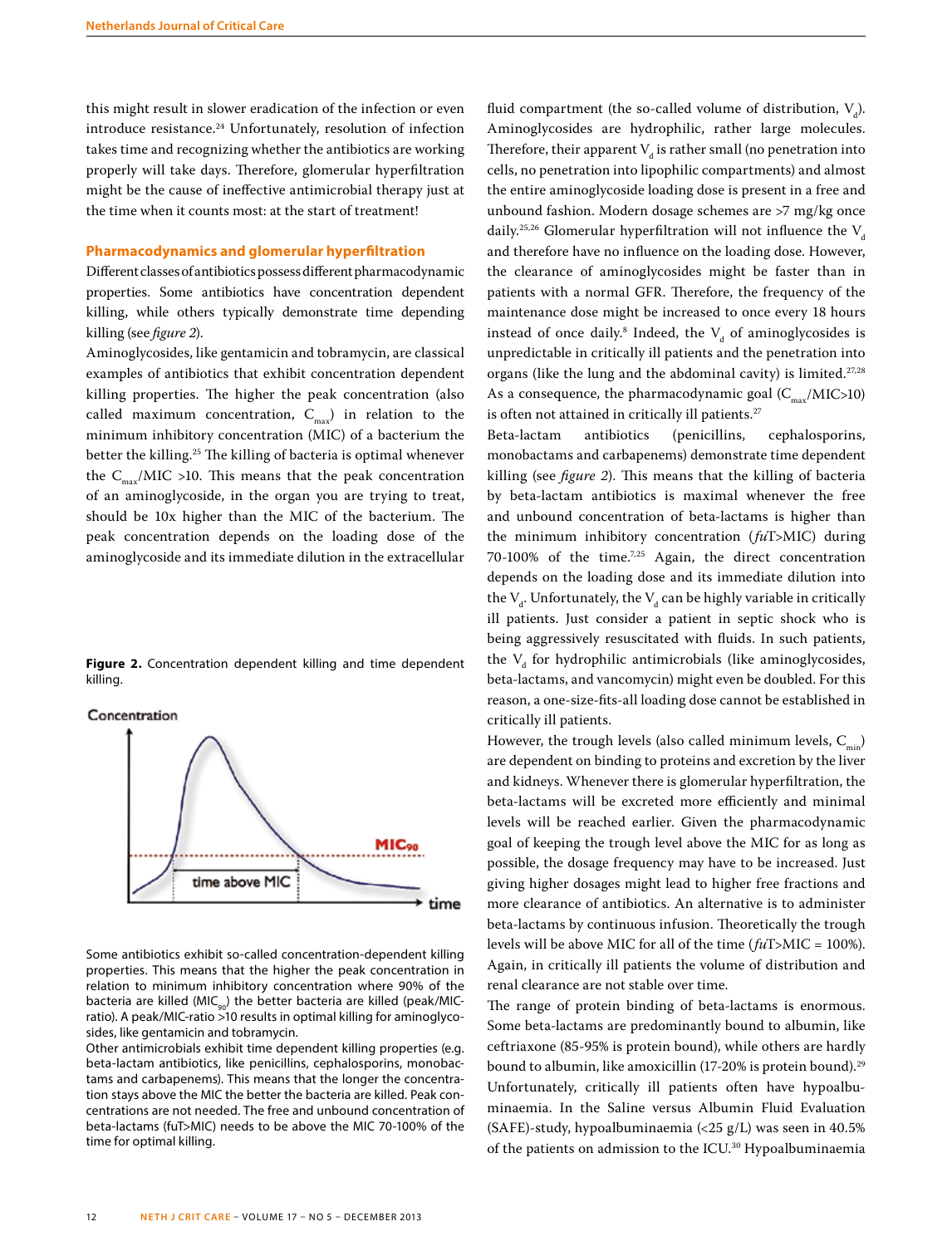this might result in slower eradication of the infection or even introduce resistance.[24] Unfortunately, resolution of infection takes time and recognizing whether the antibiotics are working properly will take days. Therefore, glomerular hyperfiltration might be the cause of ineffective antimicrobial therapy just at the time when it counts most: at the start of treatment!

## Pharmacodynamics and glomerular hyperfiltration

Different classes of antibiotics possess different pharmacodynamic properties. Some antibiotics have concentration dependent killing, while others typically demonstrate time depending killing (see *figure 2*).

Aminoglycosides, like gentamicin and tobramycin, are classical examples of antibiotics that exhibit concentration dependent killing properties. The higher the peak concentration (also called maximum concentration, $C_{max}$) in relation to the minimum inhibitory concentration (MIC) of a bacterium the better the killing.[25] The killing of bacteria is optimal whenever the $C_{max}$/MIC >10. This means that the peak concentration of an aminoglycoside, in the organ you are trying to treat, should be 10x higher than the MIC of the bacterium. The peak concentration depends on the loading dose of the aminoglycoside and its immediate dilution in the extracellular fluid compartment (the so-called volume of distribution, $V_d$). Aminoglycosides are hydrophilic, rather large molecules. Therefore, their apparent $V_d$ is rather small (no penetration into cells, no penetration into lipophilic compartments) and almost the entire aminoglycoside loading dose is present in a free and unbound fashion. Modern dosage schemes are >7 mg/kg once daily.[25,26] Glomerular hyperfiltration will not influence the $V_d$ and therefore have no influence on the loading dose. However, the clearance of aminoglycosides might be faster than in patients with a normal GFR. Therefore, the frequency of the maintenance dose might be increased to once every 18 hours instead of once daily.[8] Indeed, the $V_d$ of aminoglycosides is unpredictable in critically ill patients and the penetration into organs (like the lung and the abdominal cavity) is limited.[27,28] As a consequence, the pharmacodynamic goal ($C_{max}$/MIC>10) is often not attained in critically ill patients.[27]

**Figure 2.** Concentration dependent killing and time dependent killing.

Some antibiotics exhibit so-called concentration-dependent killing properties. This means that the higher the peak concentration in relation to minimum inhibitory concentration where 90% of the bacteria are killed ($MIC_{90}$) the better bacteria are killed (peak/MIC-ratio). A peak/MIC-ratio >10 results in optimal killing for aminoglycosides, like gentamicin and tobramycin.

Other antimicrobials exhibit time dependent killing properties (e.g. beta-lactam antibiotics, like penicillins, cephalosporins, monobactams and carbapenems). This means that the longer the concentration stays above the MIC the better the bacteria are killed. Peak concentrations are not needed. The free and unbound concentration of beta-lactams (fuT>MIC) needs to be above the MIC 70-100% of the time for optimal killing.

Beta-lactam antibiotics (penicillins, cephalosporins, monobactams and carbapenems) demonstrate time dependent killing (see *figure 2*). This means that the killing of bacteria by beta-lactam antibiotics is maximal whenever the free and unbound concentration of beta-lactams is higher than the minimum inhibitory concentration (*fu*T>MIC) during 70-100% of the time.[7,25] Again, the direct concentration depends on the loading dose and its immediate dilution into the $V_d$. Unfortunately, the $V_d$ can be highly variable in critically ill patients. Just consider a patient in septic shock who is being aggressively resuscitated with fluids. In such patients, the $V_d$ for hydrophilic antimicrobials (like aminoglycosides, beta-lactams, and vancomycin) might even be doubled. For this reason, a one-size-fits-all loading dose cannot be established in critically ill patients.

However, the trough levels (also called minimum levels, $C_{min}$) are dependent on binding to proteins and excretion by the liver and kidneys. Whenever there is glomerular hyperfiltration, the beta-lactams will be excreted more efficiently and minimal levels will be reached earlier. Given the pharmacodynamic goal of keeping the trough level above the MIC for as long as possible, the dosage frequency may have to be increased. Just giving higher dosages might lead to higher free fractions and more clearance of antibiotics. An alternative is to administer beta-lactams by continuous infusion. Theoretically the trough levels will be above MIC for all of the time (*fu*T>MIC = 100%). Again, in critically ill patients the volume of distribution and renal clearance are not stable over time.

The range of protein binding of beta-lactams is enormous. Some beta-lactams are predominantly bound to albumin, like ceftriaxone (85-95% is protein bound), while others are hardly bound to albumin, like amoxicillin (17-20% is protein bound).[29] Unfortunately, critically ill patients often have hypoalbuminaemia. In the Saline versus Albumin Fluid Evaluation (SAFE)-study, hypoalbuminaemia (<25 g/L) was seen in 40.5% of the patients on admission to the ICU.[30] Hypoalbuminaemia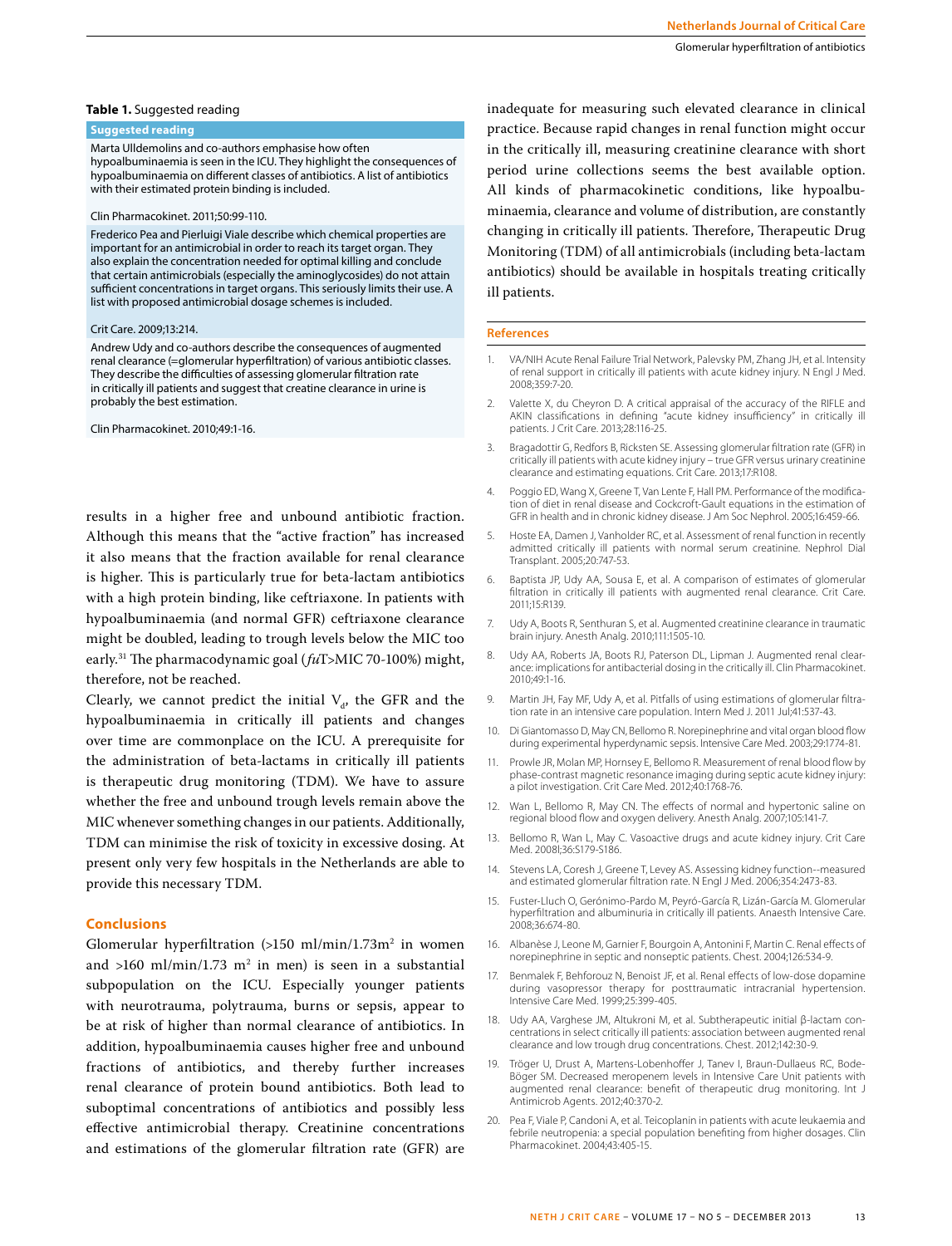**Table 1.** Suggested reading

| Suggested reading |
|---|
| Marta Ulldemolins and co-authors emphasise how often hypoalbuminaemia is seen in the ICU. They highlight the consequences of hypoalbuminaemia on different classes of antibiotics. A list of antibiotics with their estimated protein binding is included. |
| Clin Pharmacokinet. 2011;50:99-110. |
| Frederico Pea and Pierluigi Viale describe which chemical properties are important for an antimicrobial in order to reach its target organ. They also explain the concentration needed for optimal killing and conclude that certain antimicrobials (especially the aminoglycosides) do not attain sufficient concentrations in target organs. This seriously limits their use. A list with proposed antimicrobial dosage schemes is included. |
| Crit Care. 2009;13:214. |
| Andrew Udy and co-authors describe the consequences of augmented renal clearance (=glomerular hyperfiltration) of various antibiotic classes. They describe the difficulties of assessing glomerular filtration rate in critically ill patients and suggest that creatine clearance in urine is probably the best estimation. |
| Clin Pharmacokinet. 2010;49:1-16. |

results in a higher free and unbound antibiotic fraction. Although this means that the "active fraction" has increased it also means that the fraction available for renal clearance is higher. This is particularly true for beta-lactam antibiotics with a high protein binding, like ceftriaxone. In patients with hypoalbuminaemia (and normal GFR) ceftriaxone clearance might be doubled, leading to trough levels below the MIC too early.[31] The pharmacodynamic goal (*fu*T>MIC 70-100%) might, therefore, not be reached.

Clearly, we cannot predict the initial $V_d$, the GFR and the hypoalbuminaemia in critically ill patients and changes over time are commonplace on the ICU. A prerequisite for the administration of beta-lactams in critically ill patients is therapeutic drug monitoring (TDM). We have to assure whether the free and unbound trough levels remain above the MIC whenever something changes in our patients. Additionally, TDM can minimise the risk of toxicity in excessive dosing. At present only very few hospitals in the Netherlands are able to provide this necessary TDM.

## Conclusions

Glomerular hyperfiltration (>150 ml/min/1.73m$^2$ in women and >160 ml/min/1.73 m$^2$ in men) is seen in a substantial subpopulation on the ICU. Especially younger patients with neurotrauma, polytrauma, burns or sepsis, appear to be at risk of higher than normal clearance of antibiotics. In addition, hypoalbuminaemia causes higher free and unbound fractions of antibiotics, and thereby further increases renal clearance of protein bound antibiotics. Both lead to suboptimal concentrations of antibiotics and possibly less effective antimicrobial therapy. Creatinine concentrations and estimations of the glomerular filtration rate (GFR) are inadequate for measuring such elevated clearance in clinical practice. Because rapid changes in renal function might occur in the critically ill, measuring creatinine clearance with short period urine collections seems the best available option. All kinds of pharmacokinetic conditions, like hypoalbuminaemia, clearance and volume of distribution, are constantly changing in critically ill patients. Therefore, Therapeutic Drug Monitoring (TDM) of all antimicrobials (including beta-lactam antibiotics) should be available in hospitals treating critically ill patients.

## References

1. VA/NIH Acute Renal Failure Trial Network, Palevsky PM, Zhang JH, et al. Intensity of renal support in critically ill patients with acute kidney injury. N Engl J Med. 2008;359:7-20.
2. Valette X, du Cheyron D. A critical appraisal of the accuracy of the RIFLE and AKIN classifications in defining "acute kidney insufficiency" in critically ill patients. J Crit Care. 2013;28:116-25.
3. Bragadottir G, Redfors B, Ricksten SE. Assessing glomerular filtration rate (GFR) in critically ill patients with acute kidney injury – true GFR versus urinary creatinine clearance and estimating equations. Crit Care. 2013;17:R108.
4. Poggio ED, Wang X, Greene T, Van Lente F, Hall PM. Performance of the modification of diet in renal disease and Cockcroft-Gault equations in the estimation of GFR in health and in chronic kidney disease. J Am Soc Nephrol. 2005;16:459-66.
5. Hoste EA, Damen J, Vanholder RC, et al. Assessment of renal function in recently admitted critically ill patients with normal serum creatinine. Nephrol Dial Transplant. 2005;20:747-53.
6. Baptista JP, Udy AA, Sousa E, et al. A comparison of estimates of glomerular filtration in critically ill patients with augmented renal clearance. Crit Care. 2011;15:R139.
7. Udy A, Boots R, Senthuran S, et al. Augmented creatinine clearance in traumatic brain injury. Anesth Analg. 2010;111:1505-10.
8. Udy AA, Roberts JA, Boots RJ, Paterson DL, Lipman J. Augmented renal clearance: implications for antibacterial dosing in the critically ill. Clin Pharmacokinet. 2010;49:1-16.
9. Martin JH, Fay MF, Udy A, et al. Pitfalls of using estimations of glomerular filtration rate in an intensive care population. Intern Med J. 2011 Jul;41:537-43.
10. Di Giantomasso D, May CN, Bellomo R. Norepinephrine and vital organ blood flow during experimental hyperdynamic sepsis. Intensive Care Med. 2003;29:1774-81.
11. Prowle JR, Molan MP, Hornsey E, Bellomo R. Measurement of renal blood flow by phase-contrast magnetic resonance imaging during septic acute kidney injury: a pilot investigation. Crit Care Med. 2012;40:1768-76.
12. Wan L, Bellomo R, May CN. The effects of normal and hypertonic saline on regional blood flow and oxygen delivery. Anesth Analg. 2007;105:141-7.
13. Bellomo R, Wan L, May C. Vasoactive drugs and acute kidney injury. Crit Care Med. 2008l;36:S179-S186.
14. Stevens LA, Coresh J, Greene T, Levey AS. Assessing kidney function--measured and estimated glomerular filtration rate. N Engl J Med. 2006;354:2473-83.
15. Fuster-Lluch O, Gerónimo-Pardo M, Peyró-García R, Lizán-García M. Glomerular hyperfiltration and albuminuria in critically ill patients. Anaesth Intensive Care. 2008;36:674-80.
16. Albanèse J, Leone M, Garnier F, Bourgoin A, Antonini F, Martin C. Renal effects of norepinephrine in septic and nonseptic patients. Chest. 2004;126:534-9.
17. Benmalek F, Behforouz N, Benoist JF, et al. Renal effects of low-dose dopamine during vasopressor therapy for posttraumatic intracranial hypertension. Intensive Care Med. 1999;25:399-405.
18. Udy AA, Varghese JM, Altukroni M, et al. Subtherapeutic initial β-lactam concentrations in select critically ill patients: association between augmented renal clearance and low trough drug concentrations. Chest. 2012;142:30-9.
19. Tröger U, Drust A, Martens-Lobenhoffer J, Tanev I, Braun-Dullaeus RC, Bode-Böger SM. Decreased meropenem levels in Intensive Care Unit patients with augmented renal clearance: benefit of therapeutic drug monitoring. Int J Antimicrob Agents. 2012;40:370-2.
20. Pea F, Viale P, Candoni A, et al. Teicoplanin in patients with acute leukaemia and febrile neutropenia: a special population benefiting from higher dosages. Clin Pharmacokinet. 2004;43:405-15.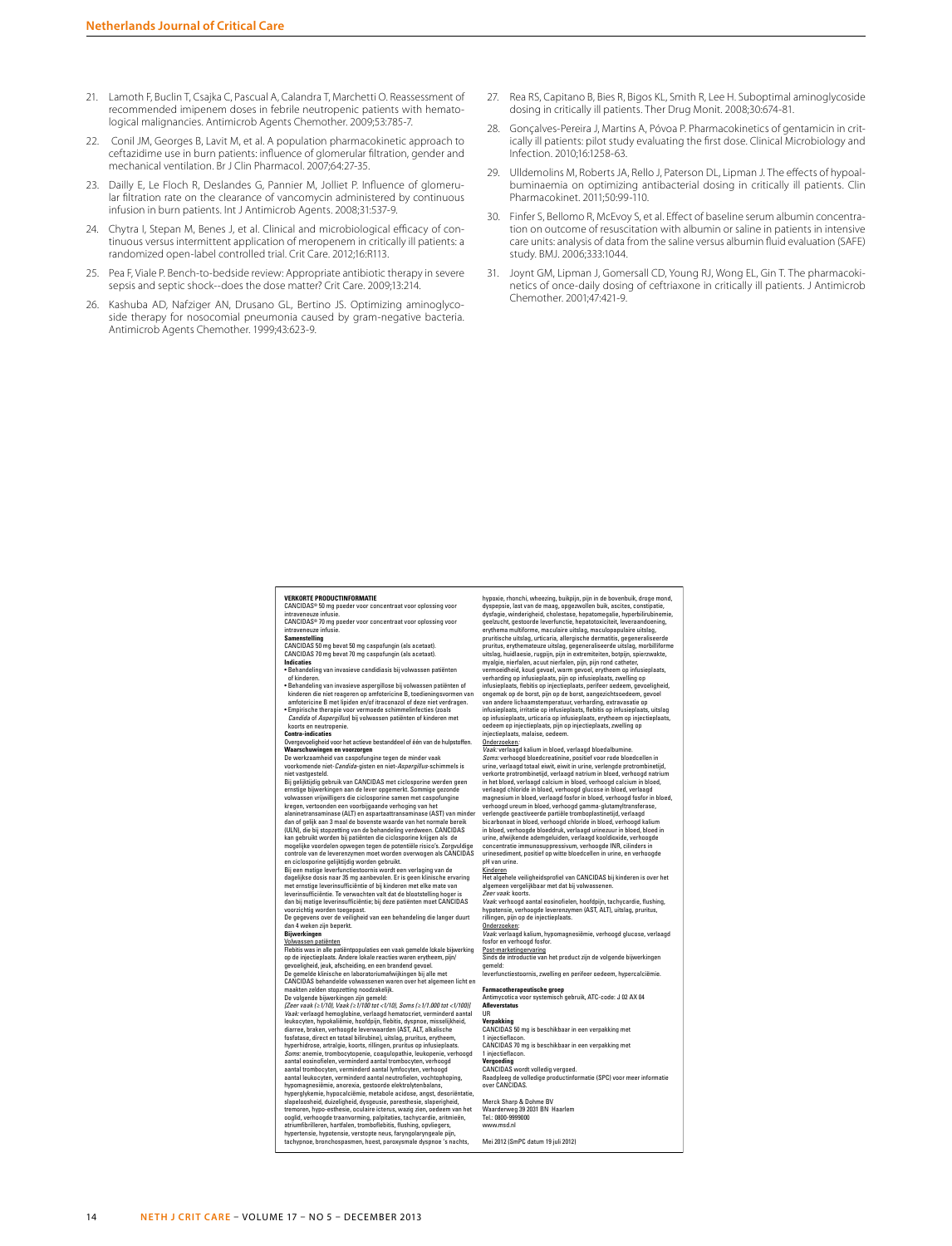21. Lamoth F, Buclin T, Csajka C, Pascual A, Calandra T, Marchetti O. Reassessment of recommended imipenem doses in febrile neutropenic patients with hematological malignancies. Antimicrob Agents Chemother. 2009;53:785-7.
22. Conil JM, Georges B, Lavit M, et al. A population pharmacokinetic approach to ceftazidime use in burn patients: influence of glomerular filtration, gender and mechanical ventilation. Br J Clin Pharmacol. 2007;64:27-35.
23. Dailly E, Le Floch R, Deslandes G, Pannier M, Jolliet P. Influence of glomerular filtration rate on the clearance of vancomycin administered by continuous infusion in burn patients. Int J Antimicrob Agents. 2008;31:537-9.
24. Chytra I, Stepan M, Benes J, et al. Clinical and microbiological efficacy of continuous versus intermittent application of meropenem in critically ill patients: a randomized open-label controlled trial. Crit Care. 2012;16:R113.
25. Pea F, Viale P. Bench-to-bedside review: Appropriate antibiotic therapy in severe sepsis and septic shock--does the dose matter? Crit Care. 2009;13:214.
26. Kashuba AD, Nafziger AN, Drusano GL, Bertino JS. Optimizing aminoglycoside therapy for nosocomial pneumonia caused by gram-negative bacteria. Antimicrob Agents Chemother. 1999;43:623-9.
27. Rea RS, Capitano B, Bies R, Bigos KL, Smith R, Lee H. Suboptimal aminoglycoside dosing in critically ill patients. Ther Drug Monit. 2008;30:674-81.
28. Gonçalves-Pereira J, Martins A, Póvoa P. Pharmacokinetics of gentamicin in critically ill patients: pilot study evaluating the first dose. Clinical Microbiology and Infection. 2010;16:1258-63.
29. Ulldemolins M, Roberts JA, Rello J, Paterson DL, Lipman J. The effects of hypoalbuminaemia on optimizing antibacterial dosing in critically ill patients. Clin Pharmacokinet. 2011;50:99-110.
30. Finfer S, Bellomo R, McEvoy S, et al. Effect of baseline serum albumin concentration on outcome of resuscitation with albumin or saline in patients in intensive care units: analysis of data from the saline versus albumin fluid evaluation (SAFE) study. BMJ. 2006;333:1044.
31. Joynt GM, Lipman J, Gomersall CD, Young RJ, Wong EL, Gin T. The pharmacokinetics of once-daily dosing of ceftriaxone in critically ill patients. J Antimicrob Chemother. 2001;47:421-9.

**VERKORTE PRODUCTINFORMATIE**

CANCIDAS® 50 mg poeder voor concentraat voor oplossing voor intraveneuze infusie.
CANCIDAS® 70 mg poeder voor concentraat voor oplossing voor intraveneuze infusie.

**Samenstelling**

CANCIDAS 50 mg bevat 50 mg caspofungin (als acetaat).
CANCIDAS 70 mg bevat 70 mg caspofungin (als acetaat).

**Indicaties**

- Behandeling van invasieve candidiasis bij volwassen patiënten of kinderen.
- Behandeling van invasieve aspergillose bij volwassen patiënten of kinderen die niet reageren op amfotericine B, toedieningsvormen van amfotericine B met lipiden en/of itraconazol of deze niet verdragen.
- Empirische therapie voor vermoede schimmelinfecties (zoals *Candida* of *Aspergillus*) bij volwassen patiënten of kinderen met koorts en neutropenie.

**Contra-indicaties**

Overgevoeligheid voor het actieve bestanddeel of één van de hulpstoffen.

**Waarschuwingen en voorzorgen**

De werkzaamheid van caspofungine tegen de minder vaak voorkomende niet-*Candida*-gisten en niet-*Aspergillus*-schimmels is niet vastgesteld.
Bij gelijktijdig gebruik van CANCIDAS met ciclosporine werden geen ernstige bijwerkingen aan de lever opgemerkt. Sommige gezonde volwassen vrijwilligers die ciclosporine samen met caspofungine kregen, vertoonden een voorbijgaande verhoging van het alaninetransaminase (ALT) en aspartaattransaminase (AST) van minder dan of gelijk aan 3 maal de bovenste waarde van het normale bereik (ULN), die bij stopzetting van de behandeling verdwenen. CANCIDAS kan gebruikt worden bij patiënten die ciclosporine krijgen als de mogelijke voordelen opwegen tegen de potentiële risico's. Zorgvuldige controle van de leverenzymen moet worden overwogen als CANCIDAS en ciclosporine gelijktijdig worden gebruikt.
Bij een matige leverfunctiestoornis wordt een verlaging van de dagelijkse dosis naar 35 mg aanbevolen. Er is geen klinische ervaring met ernstige leverinsufficiëntie of bij kinderen met elke mate van leverinsufficiëntie. Te verwachten valt dat de blootstelling hoger is dan bij matige leverinsufficiëntie; bij deze patiënten moet CANCIDAS voorzichtig worden toegepast.
De gegevens over de veiligheid van een behandeling die langer duurt dan 4 weken zijn beperkt.

**Bijwerkingen**

Volwassen patiënten

Flebitis was in alle patiëntpopulaties een vaak gemelde lokale bijwerking op de injectieplaats. Andere lokale reacties waren erytheem, pijn/gevoeligheid, jeuk, afscheiding, en een brandend gevoel.
De gemelde klinische en laboratoriumafwijkingen bij alle met CANCIDAS behandelde volwassenen waren over het algemeen licht en maakten zelden stopzetting noodzakelijk.
De volgende bijwerkingen zijn gemeld:
*[Zeer vaak (≥1/10), Vaak (≥1/100 tot <1/10), Soms (≥1/1.000 tot <1/100)]*
*Vaak:* verlaagd hemoglobine, verlaagd hematocriet, verminderd aantal leukocyten, hypokaliëmie, hoofdpijn, flebitis, dyspnoe, misselijkheid, diarree, braken, verhoogde leverwaarden (AST, ALT, alkalische fosfatase, direct en totaal bilirubine), uitslag, pruritus, erytheem, hyperhidrose, artralgie, koorts, rillingen, pruritus op infusieplaats.
*Soms:* anemie, trombocytopenie, coagulopathie, leukopenie, verhoogd aantal eosinofielen, verminderd aantal trombocyten, verhoogd aantal trombocyten, verminderd aantal lymfocyten, verhoogd aantal leukocyten, verminderd aantal neutrofielen, vochtophoping, hypomagnesiëmie, anorexia, gestoorde elektrolytenbalans, hyperglykemie, hypocalciëmie, metabole acidose, angst, desoriëntatie, slapeloosheid, duizeligheid, dysgeusie, paresthesie, slaperigheid, tremoren, hypo-esthesie, oculaire icterus, wazig zien, oedeem van het ooglid, verhoogde traanvorming, palpitaties, tachycardie, aritmieën, atriumfibrilleren, hartfalen, tromboflebitis, flushing, opvliegers, hypertensie, hypotensie, verstopte neus, faryngolaryngeale pijn, tachypnoe, bronchospasmen, hoest, paroxysmale dyspnoe 's nachts, hypoxie, rhonchi, wheezing, buikpijn, pijn in de bovenbuik, droge mond, dyspepsie, last van de maag, opgezwollen buik, ascites, constipatie, dysfagie, winderigheid, cholestase, hepatomegalie, hyperbilirubinemie, geelzucht, gestoorde leverfunctie, hepatotoxiciteit, leveraandoening, erythema multiforme, maculaire uitslag, maculopapulaire uitslag, pruritische uitslag, urticaria, allergische dermatitis, gegeneraliseerde pruritus, erythemateuze uitslag, gegeneraliseerde uitslag, morbilliforme uitslag, huidlaesie, rugpijn, pijn in extremiteiten, botpijn, spierzwakte, myalgie, nierfalen, acuut nierfalen, pijn, pijn rond catheter, vermoeidheid, koud gevoel, warm gevoel, erytheem op infusieplaats, verharding op infusieplaats, pijn op infusieplaats, zwelling op infusieplaats, flebitis op injectieplaats, perifeer oedeem, gevoeligheid, ongemak op de borst, pijn op de borst, aangezichtsoedeem, gevoel van andere lichaamstemperatuur, verharding, extravasatie op infusieplaats, irritatie op infusieplaats, flebitis op infusieplaats, uitslag op infusieplaats, urticaria op infusieplaats, erytheem op injectieplaats, oedeem op injectieplaats, pijn op injectieplaats, zwelling op injectieplaats, malaise, oedeem.

Onderzoeken:

*Vaak:* verlaagd kalium in bloed, verlaagd bloedalbumine.
*Soms:* verhoogd bloedcreatinine, positief voor rode bloedcellen in urine, verlaagd totaal eiwit, eiwit in urine, verlengde protrombinetijd, verkorte protrombinetijd, verlaagd natrium in bloed, verhoogd natrium in het bloed, verlaagd calcium in bloed, verhoogd calcium in bloed, verlaagd chloride in bloed, verhoogd glucose in bloed, verlaagd magnesium in bloed, verlaagd fosfor in bloed, verhoogd fosfor in bloed, verhoogd ureum in bloed, verhoogd gamma-glutamyltransferase, verlengde geactiveerde partiële tromboplastinetijd, verlaagd bicarbonaat in bloed, verhoogd chloride in bloed, verhoogd kalium in bloed, verhoogde bloeddruk, verlaagd urinezuur in bloed, bloed in urine, afwijkende ademgeluiden, verlaagd kooldioxide, verhoogde concentratie immunosuppressivum, verhoogde INR, cilinders in urinesediment, positief op witte bloedcellen in urine, en verhoogde pH van urine.

Kinderen

Het algehele veiligheidsprofiel van CANCIDAS bij kinderen is over het algemeen vergelijkbaar met dat bij volwassenen.
*Zeer vaak:* koorts.
*Vaak:* verhoogd aantal eosinofielen, hoofdpijn, tachycardie, flushing, hypotensie, verhoogde leverenzymen (AST, ALT), uitslag, pruritus, rillingen, pijn op de injectieplaats.

Onderzoeken:

*Vaak:* verlaagd kalium, hypomagnesiëmie, verhoogd glucose, verlaagd fosfor en verhoogd fosfor.

Post-marketingervaring

Sinds de introductie van het product zijn de volgende bijwerkingen gemeld:
leverfunctiestoornis, zwelling en perifeer oedeem, hypercalciëmie.

**Farmacotherapeutische groep**

Antimycotica voor systemisch gebruik, ATC-code: J 02 AX 04

**Afleverstatus**

UR

**Verpakking**

CANCIDAS 50 mg is beschikbaar in een verpakking met 1 injectieflacon.
CANCIDAS 70 mg is beschikbaar in een verpakking met 1 injectieflacon.

**Vergoeding**

CANCIDAS wordt volledig vergoed.
Raadpleeg de volledige productinformatie (SPC) voor meer informatie over CANCIDAS.

Merck Sharp & Dohme BV
Waarderweg 39 2031 BN Haarlem
Tel.: 0800-9999000
www.msd.nl

Mei 2012 (SmPC datum 19 juli 2012)